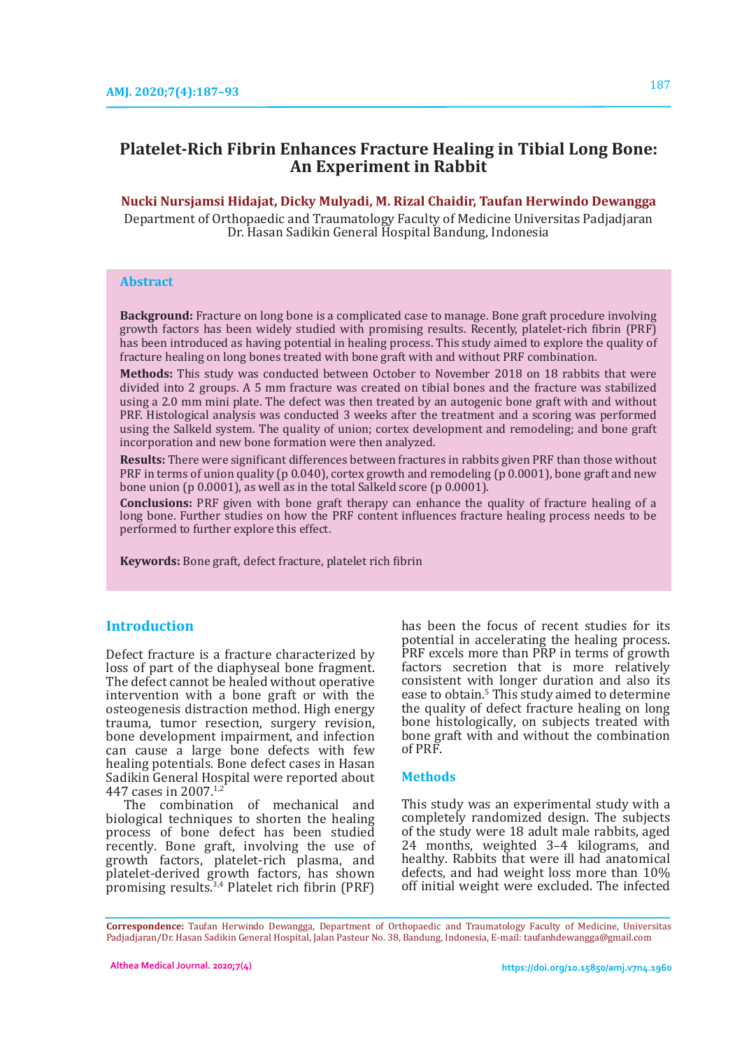# Platelet-Rich Fibrin Enhances Fracture Healing in Tibial Long Bone: An Experiment in Rabbit

**Nucki Nursjamsi Hidajat, Dicky Mulyadi, M. Rizal Chaidir, Taufan Herwindo Dewangga**

Department of Orthopaedic and Traumatology Faculty of Medicine Universitas Padjadjaran Dr. Hasan Sadikin General Hospital Bandung, Indonesia

## Abstract

**Background:** Fracture on long bone is a complicated case to manage. Bone graft procedure involving growth factors has been widely studied with promising results. Recently, platelet-rich fibrin (PRF) has been introduced as having potential in healing process. This study aimed to explore the quality of fracture healing on long bones treated with bone graft with and without PRF combination.

**Methods:** This study was conducted between October to November 2018 on 18 rabbits that were divided into 2 groups. A 5 mm fracture was created on tibial bones and the fracture was stabilized using a 2.0 mm mini plate. The defect was then treated by an autogenic bone graft with and without PRF. Histological analysis was conducted 3 weeks after the treatment and a scoring was performed using the Salkeld system. The quality of union; cortex development and remodeling; and bone graft incorporation and new bone formation were then analyzed.

**Results:** There were significant differences between fractures in rabbits given PRF than those without PRF in terms of union quality (p 0.040), cortex growth and remodeling (p 0.0001), bone graft and new bone union (p 0.0001), as well as in the total Salkeld score (p 0.0001).

**Conclusions:** PRF given with bone graft therapy can enhance the quality of fracture healing of a long bone. Further studies on how the PRF content influences fracture healing process needs to be performed to further explore this effect.

**Keywords:** Bone graft, defect fracture, platelet rich fibrin

## Introduction

Defect fracture is a fracture characterized by loss of part of the diaphyseal bone fragment. The defect cannot be healed without operative intervention with a bone graft or with the osteogenesis distraction method. High energy trauma, tumor resection, surgery revision, bone development impairment, and infection can cause a large bone defects with few healing potentials. Bone defect cases in Hasan Sadikin General Hospital were reported about 447 cases in 2007.[1,2]

The combination of mechanical and biological techniques to shorten the healing process of bone defect has been studied recently. Bone graft, involving the use of growth factors, platelet-rich plasma, and platelet-derived growth factors, has shown promising results.[3,4] Platelet rich fibrin (PRF) has been the focus of recent studies for its potential in accelerating the healing process. PRF excels more than PRP in terms of growth factors secretion that is more relatively consistent with longer duration and also its ease to obtain.[5] This study aimed to determine the quality of defect fracture healing on long bone histologically, on subjects treated with bone graft with and without the combination of PRF.

## Methods

This study was an experimental study with a completely randomized design. The subjects of the study were 18 adult male rabbits, aged 24 months, weighted 3–4 kilograms, and healthy. Rabbits that were ill had anatomical defects, and had weight loss more than 10% off initial weight were excluded. The infected

**Correspondence:** Taufan Herwindo Dewangga, Department of Orthopaedic and Traumatology Faculty of Medicine, Universitas Padjadjaran/Dr. Hasan Sadikin General Hospital, Jalan Pasteur No. 38, Bandung, Indonesia, E-mail: taufanhdewangga@gmail.com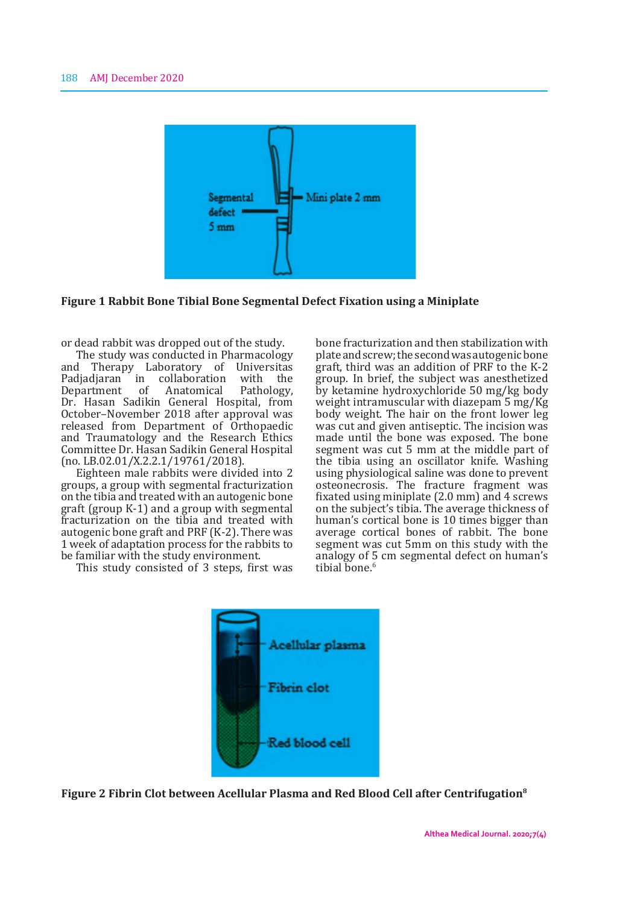**Figure 1 Rabbit Bone Tibial Bone Segmental Defect Fixation using a Miniplate**

or dead rabbit was dropped out of the study.

The study was conducted in Pharmacology and Therapy Laboratory of Universitas Padjadjaran in collaboration with the Department of Anatomical Pathology, Dr. Hasan Sadikin General Hospital, from October–November 2018 after approval was released from Department of Orthopaedic and Traumatology and the Research Ethics Committee Dr. Hasan Sadikin General Hospital (no. LB.02.01/X.2.2.1/19761/2018).

Eighteen male rabbits were divided into 2 groups, a group with segmental fracturization on the tibia and treated with an autogenic bone graft (group K-1) and a group with segmental fracturization on the tibia and treated with autogenic bone graft and PRF (K-2). There was 1 week of adaptation process for the rabbits to be familiar with the study environment.

This study consisted of 3 steps, first was bone fracturization and then stabilization with plate and screw; the second was autogenic bone graft, third was an addition of PRF to the K-2 group. In brief, the subject was anesthetized by ketamine hydroxychloride 50 mg/kg body weight intramuscular with diazepam 5 mg/Kg body weight. The hair on the front lower leg was cut and given antiseptic. The incision was made until the bone was exposed. The bone segment was cut 5 mm at the middle part of the tibia using an oscillator knife. Washing using physiological saline was done to prevent osteonecrosis. The fracture fragment was fixated using miniplate (2.0 mm) and 4 screws on the subject's tibia. The average thickness of human's cortical bone is 10 times bigger than average cortical bones of rabbit. The bone segment was cut 5mm on this study with the analogy of 5 cm segmental defect on human's tibial bone.[6]

**Figure 2 Fibrin Clot between Acellular Plasma and Red Blood Cell after Centrifugation[8]**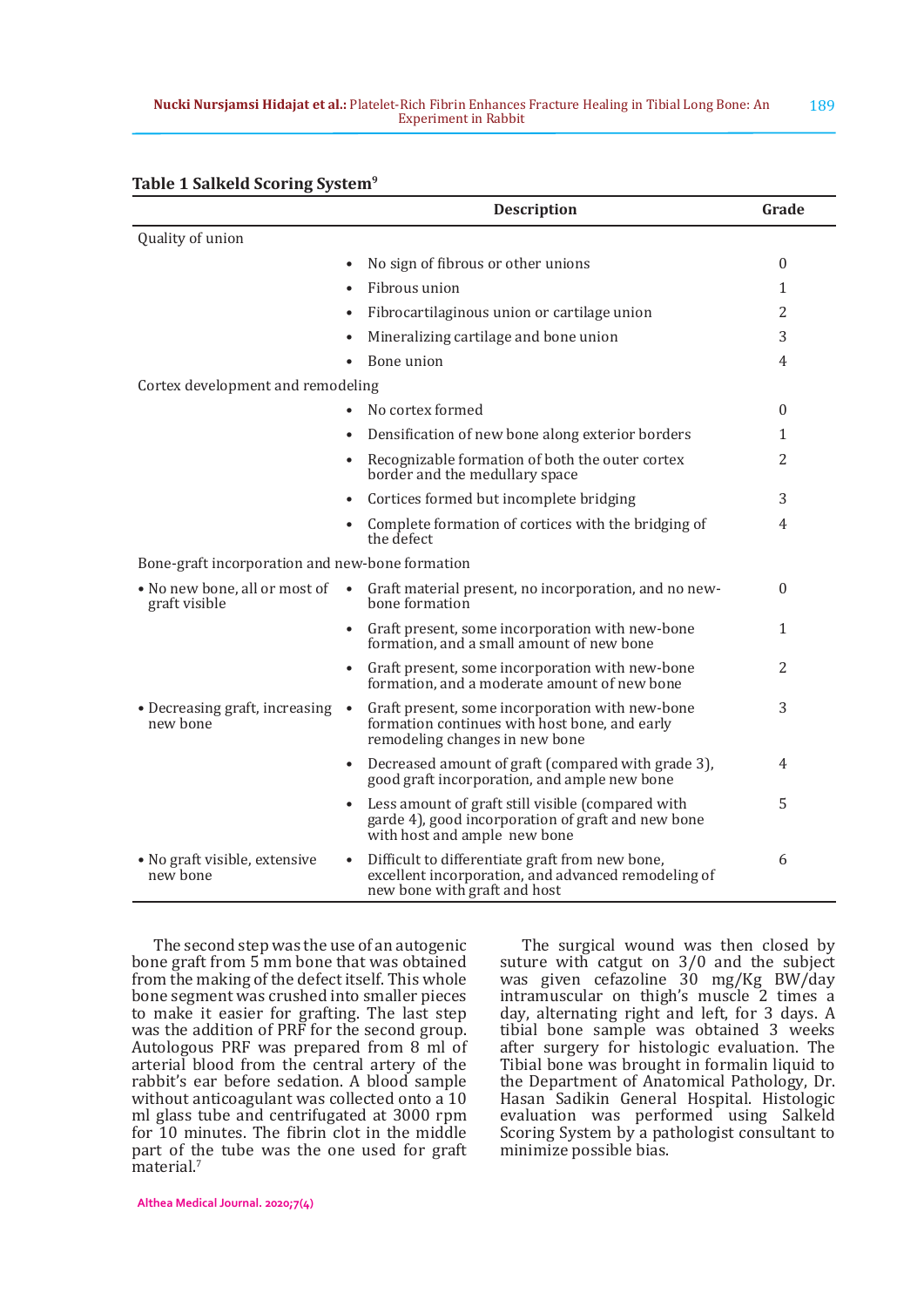**Table 1 Salkeld Scoring System[9]**

| | Description | Grade |
|---|---|---|
| Quality of union | | |
| | • No sign of fibrous or other unions | 0 |
| | • Fibrous union | 1 |
| | • Fibrocartilaginous union or cartilage union | 2 |
| | • Mineralizing cartilage and bone union | 3 |
| | • Bone union | 4 |
| Cortex development and remodeling | | |
| | • No cortex formed | 0 |
| | • Densification of new bone along exterior borders | 1 |
| | • Recognizable formation of both the outer cortex border and the medullary space | 2 |
| | • Cortices formed but incomplete bridging | 3 |
| | • Complete formation of cortices with the bridging of the defect | 4 |
| Bone-graft incorporation and new-bone formation | | |
| • No new bone, all or most of graft visible | • Graft material present, no incorporation, and no new-bone formation | 0 |
| | • Graft present, some incorporation with new-bone formation, and a small amount of new bone | 1 |
| | • Graft present, some incorporation with new-bone formation, and a moderate amount of new bone | 2 |
| • Decreasing graft, increasing new bone | • Graft present, some incorporation with new-bone formation continues with host bone, and early remodeling changes in new bone | 3 |
| | • Decreased amount of graft (compared with grade 3), good graft incorporation, and ample new bone | 4 |
| | • Less amount of graft still visible (compared with garde 4), good incorporation of graft and new bone with host and ample new bone | 5 |
| • No graft visible, extensive new bone | • Difficult to differentiate graft from new bone, excellent incorporation, and advanced remodeling of new bone with graft and host | 6 |

The second step was the use of an autogenic bone graft from 5 mm bone that was obtained from the making of the defect itself. This whole bone segment was crushed into smaller pieces to make it easier for grafting. The last step was the addition of PRF for the second group. Autologous PRF was prepared from 8 ml of arterial blood from the central artery of the rabbit's ear before sedation. A blood sample without anticoagulant was collected onto a 10 ml glass tube and centrifugated at 3000 rpm for 10 minutes. The fibrin clot in the middle part of the tube was the one used for graft material.[7]

The surgical wound was then closed by suture with catgut on 3/0 and the subject was given cefazoline 30 mg/Kg BW/day intramuscular on thigh's muscle 2 times a day, alternating right and left, for 3 days. A tibial bone sample was obtained 3 weeks after surgery for histologic evaluation. The Tibial bone was brought in formalin liquid to the Department of Anatomical Pathology, Dr. Hasan Sadikin General Hospital. Histologic evaluation was performed using Salkeld Scoring System by a pathologist consultant to minimize possible bias.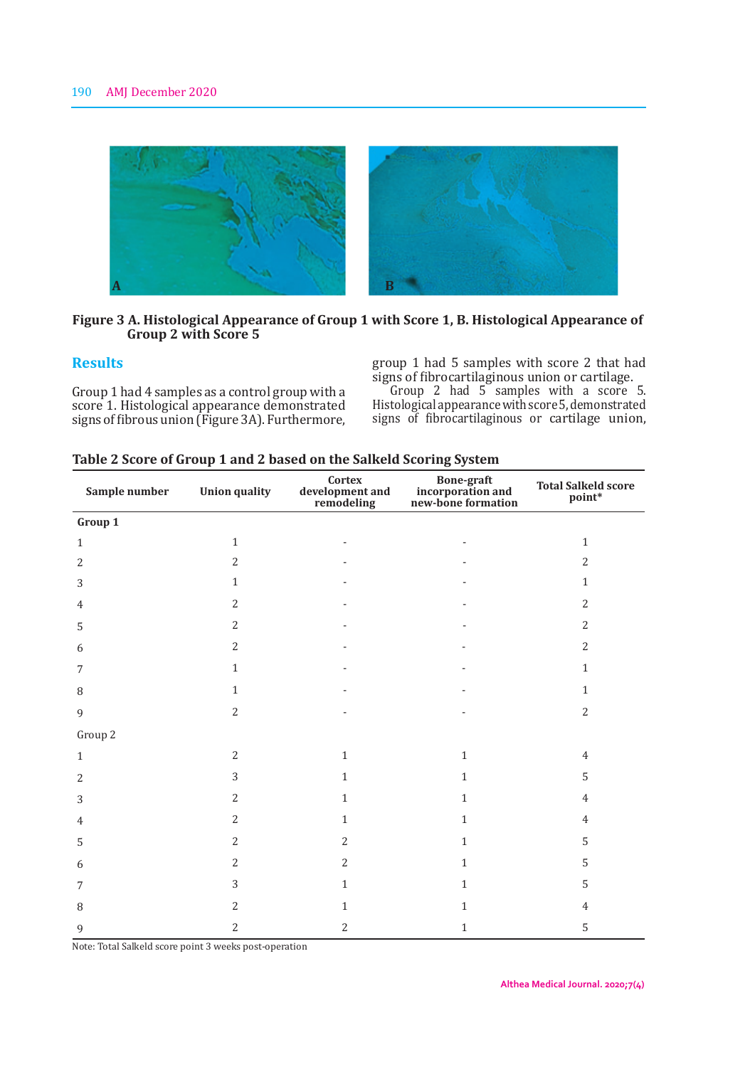Figure 3 A. Histological Appearance of Group 1 with Score 1, B. Histological Appearance of Group 2 with Score 5

## Results

Group 1 had 4 samples as a control group with a score 1. Histological appearance demonstrated signs of fibrous union (Figure 3A). Furthermore, group 1 had 5 samples with score 2 that had signs of fibrocartilaginous union or cartilage.

Group 2 had 5 samples with a score 5. Histological appearance with score 5, demonstrated signs of fibrocartilaginous or cartilage union,

**Table 2 Score of Group 1 and 2 based on the Salkeld Scoring System**

| Sample number | Union quality | Cortex development and remodeling | Bone-graft incorporation and new-bone formation | Total Salkeld score point* |
|---|---|---|---|---|
| **Group 1** | | | | |
| 1 | 1 | - | - | 1 |
| 2 | 2 | - | - | 2 |
| 3 | 1 | - | - | 1 |
| 4 | 2 | - | - | 2 |
| 5 | 2 | - | - | 2 |
| 6 | 2 | - | - | 2 |
| 7 | 1 | - | - | 1 |
| 8 | 1 | - | - | 1 |
| 9 | 2 | - | - | 2 |
| Group 2 | | | | |
| 1 | 2 | 1 | 1 | 4 |
| 2 | 3 | 1 | 1 | 5 |
| 3 | 2 | 1 | 1 | 4 |
| 4 | 2 | 1 | 1 | 4 |
| 5 | 2 | 2 | 1 | 5 |
| 6 | 2 | 2 | 1 | 5 |
| 7 | 3 | 1 | 1 | 5 |
| 8 | 2 | 1 | 1 | 4 |
| 9 | 2 | 2 | 1 | 5 |

Note: Total Salkeld score point 3 weeks post-operation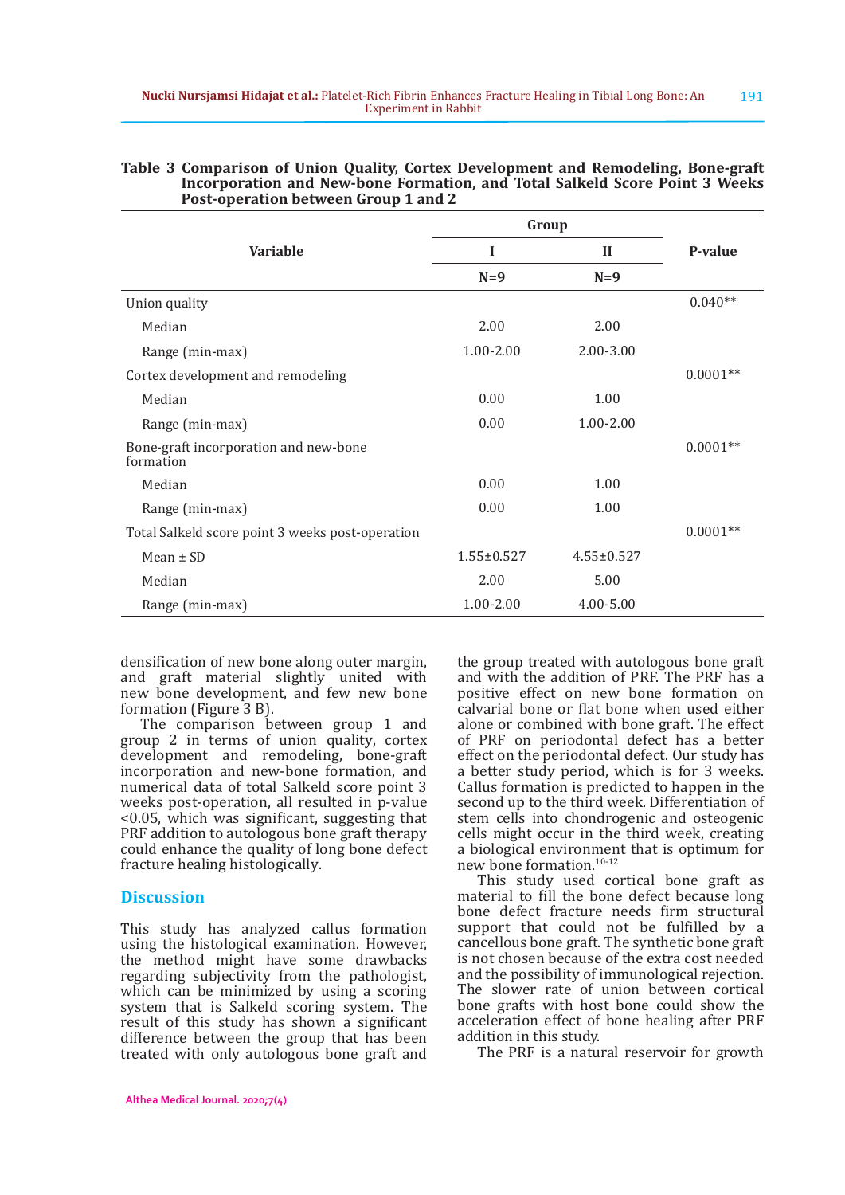**Table 3 Comparison of Union Quality, Cortex Development and Remodeling, Bone-graft Incorporation and New-bone Formation, and Total Salkeld Score Point 3 Weeks Post-operation between Group 1 and 2**

| Variable | Group | | P-value |
|---|---|---|---|
| | I | II | |
| | N=9 | N=9 | |
| Union quality | | | 0.040** |
| Median | 2.00 | 2.00 | |
| Range (min-max) | 1.00-2.00 | 2.00-3.00 | |
| Cortex development and remodeling | | | 0.0001** |
| Median | 0.00 | 1.00 | |
| Range (min-max) | 0.00 | 1.00-2.00 | |
| Bone-graft incorporation and new-bone formation | | | 0.0001** |
| Median | 0.00 | 1.00 | |
| Range (min-max) | 0.00 | 1.00 | |
| Total Salkeld score point 3 weeks post-operation | | | 0.0001** |
| Mean ± SD | 1.55±0.527 | 4.55±0.527 | |
| Median | 2.00 | 5.00 | |
| Range (min-max) | 1.00-2.00 | 4.00-5.00 | |

densification of new bone along outer margin, and graft material slightly united with new bone development, and few new bone formation (Figure 3 B).

The comparison between group 1 and group 2 in terms of union quality, cortex development and remodeling, bone-graft incorporation and new-bone formation, and numerical data of total Salkeld score point 3 weeks post-operation, all resulted in p-value <0.05, which was significant, suggesting that PRF addition to autologous bone graft therapy could enhance the quality of long bone defect fracture healing histologically.

## Discussion

This study has analyzed callus formation using the histological examination. However, the method might have some drawbacks regarding subjectivity from the pathologist, which can be minimized by using a scoring system that is Salkeld scoring system. The result of this study has shown a significant difference between the group that has been treated with only autologous bone graft and the group treated with autologous bone graft and with the addition of PRF. The PRF has a positive effect on new bone formation on calvarial bone or flat bone when used either alone or combined with bone graft. The effect of PRF on periodontal defect has a better effect on the periodontal defect. Our study has a better study period, which is for 3 weeks. Callus formation is predicted to happen in the second up to the third week. Differentiation of stem cells into chondrogenic and osteogenic cells might occur in the third week, creating a biological environment that is optimum for new bone formation.[10-12]

This study used cortical bone graft as material to fill the bone defect because long bone defect fracture needs firm structural support that could not be fulfilled by a cancellous bone graft. The synthetic bone graft is not chosen because of the extra cost needed and the possibility of immunological rejection. The slower rate of union between cortical bone grafts with host bone could show the acceleration effect of bone healing after PRF addition in this study.

The PRF is a natural reservoir for growth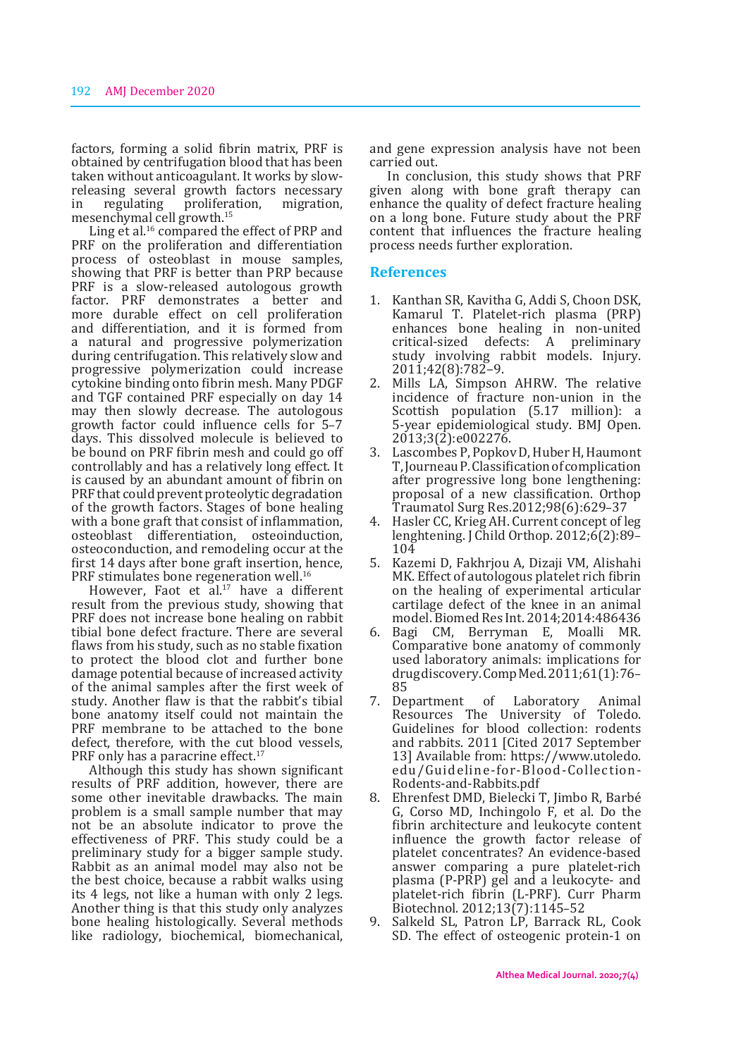factors, forming a solid fibrin matrix, PRF is obtained by centrifugation blood that has been taken without anticoagulant. It works by slow-releasing several growth factors necessary in regulating proliferation, migration, mesenchymal cell growth.[15]

Ling et al.[16] compared the effect of PRP and PRF on the proliferation and differentiation process of osteoblast in mouse samples, showing that PRF is better than PRP because PRF is a slow-released autologous growth factor. PRF demonstrates a better and more durable effect on cell proliferation and differentiation, and it is formed from a natural and progressive polymerization during centrifugation. This relatively slow and progressive polymerization could increase cytokine binding onto fibrin mesh. Many PDGF and TGF contained PRF especially on day 14 may then slowly decrease. The autologous growth factor could influence cells for 5–7 days. This dissolved molecule is believed to be bound on PRF fibrin mesh and could go off controllably and has a relatively long effect. It is caused by an abundant amount of fibrin on PRF that could prevent proteolytic degradation of the growth factors. Stages of bone healing with a bone graft that consist of inflammation, osteoblast differentiation, osteoinduction, osteoconduction, and remodeling occur at the first 14 days after bone graft insertion, hence, PRF stimulates bone regeneration well.[16]

However, Faot et al.[17] have a different result from the previous study, showing that PRF does not increase bone healing on rabbit tibial bone defect fracture. There are several flaws from his study, such as no stable fixation to protect the blood clot and further bone damage potential because of increased activity of the animal samples after the first week of study. Another flaw is that the rabbit's tibial bone anatomy itself could not maintain the PRF membrane to be attached to the bone defect, therefore, with the cut blood vessels, PRF only has a paracrine effect.[17]

Although this study has shown significant results of PRF addition, however, there are some other inevitable drawbacks. The main problem is a small sample number that may not be an absolute indicator to prove the effectiveness of PRF. This study could be a preliminary study for a bigger sample study. Rabbit as an animal model may also not be the best choice, because a rabbit walks using its 4 legs, not like a human with only 2 legs. Another thing is that this study only analyzes bone healing histologically. Several methods like radiology, biochemical, biomechanical, and gene expression analysis have not been carried out.

In conclusion, this study shows that PRF given along with bone graft therapy can enhance the quality of defect fracture healing on a long bone. Future study about the PRF content that influences the fracture healing process needs further exploration.

## References

1. Kanthan SR, Kavitha G, Addi S, Choon DSK, Kamarul T. Platelet-rich plasma (PRP) enhances bone healing in non-united critical-sized defects: A preliminary study involving rabbit models. Injury. 2011;42(8):782–9.
2. Mills LA, Simpson AHRW. The relative incidence of fracture non-union in the Scottish population (5.17 million): a 5-year epidemiological study. BMJ Open. 2013;3(2):e002276.
3. Lascombes P, Popkov D, Huber H, Haumont T, Journeau P. Classification of complication after progressive long bone lengthening: proposal of a new classification. Orthop Traumatol Surg Res.2012;98(6):629–37
4. Hasler CC, Krieg AH. Current concept of leg lenghtening. J Child Orthop. 2012;6(2):89–104
5. Kazemi D, Fakhrjou A, Dizaji VM, Alishahi MK. Effect of autologous platelet rich fibrin on the healing of experimental articular cartilage defect of the knee in an animal model. Biomed Res Int. 2014;2014:486436
6. Bagi CM, Berryman E, Moalli MR. Comparative bone anatomy of commonly used laboratory animals: implications for drug discovery. Comp Med. 2011;61(1):76–85
7. Department of Laboratory Animal Resources The University of Toledo. Guidelines for blood collection: rodents and rabbits. 2011 [Cited 2017 September 13] Available from: https://www.utoledo.edu/Guideline-for-Blood-Collection-Rodents-and-Rabbits.pdf
8. Ehrenfest DMD, Bielecki T, Jimbo R, Barbé G, Corso MD, Inchingolo F, et al. Do the fibrin architecture and leukocyte content influence the growth factor release of platelet concentrates? An evidence-based answer comparing a pure platelet-rich plasma (P-PRP) gel and a leukocyte- and platelet-rich fibrin (L-PRF). Curr Pharm Biotechnol. 2012;13(7):1145–52
9. Salkeld SL, Patron LP, Barrack RL, Cook SD. The effect of osteogenic protein-1 on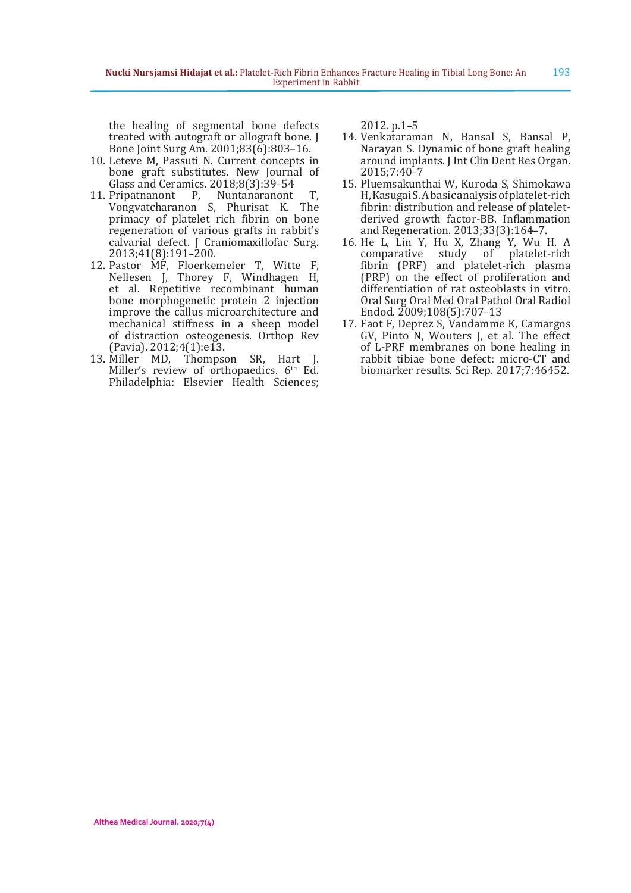the healing of segmental bone defects treated with autograft or allograft bone. J Bone Joint Surg Am. 2001;83(6):803–16.

10. Leteve M, Passuti N. Current concepts in bone graft substitutes. New Journal of Glass and Ceramics. 2018;8(3):39–54
11. Pripatnanont P, Nuntanaranont T, Vongvatcharanon S, Phurisat K. The primacy of platelet rich fibrin on bone regeneration of various grafts in rabbit's calvarial defect. J Craniomaxillofac Surg. 2013;41(8):191–200.
12. Pastor MF, Floerkemeier T, Witte F, Nellesen J, Thorey F, Windhagen H, et al. Repetitive recombinant human bone morphogenetic protein 2 injection improve the callus microarchitecture and mechanical stiffness in a sheep model of distraction osteogenesis. Orthop Rev (Pavia). 2012;4(1):e13.
13. Miller MD, Thompson SR, Hart J. Miller's review of orthopaedics. 6th Ed. Philadelphia: Elsevier Health Sciences; 2012. p.1–5
14. Venkataraman N, Bansal S, Bansal P, Narayan S. Dynamic of bone graft healing around implants. J Int Clin Dent Res Organ. 2015;7:40–7
15. Pluemsakunthai W, Kuroda S, Shimokawa H, Kasugai S. A basic analysis of platelet-rich fibrin: distribution and release of platelet-derived growth factor-BB. Inflammation and Regeneration. 2013;33(3):164–7.
16. He L, Lin Y, Hu X, Zhang Y, Wu H. A comparative study of platelet-rich fibrin (PRF) and platelet-rich plasma (PRP) on the effect of proliferation and differentiation of rat osteoblasts in vitro. Oral Surg Oral Med Oral Pathol Oral Radiol Endod. 2009;108(5):707–13
17. Faot F, Deprez S, Vandamme K, Camargos GV, Pinto N, Wouters J, et al. The effect of L-PRF membranes on bone healing in rabbit tibiae bone defect: micro-CT and biomarker results. Sci Rep. 2017;7:46452.